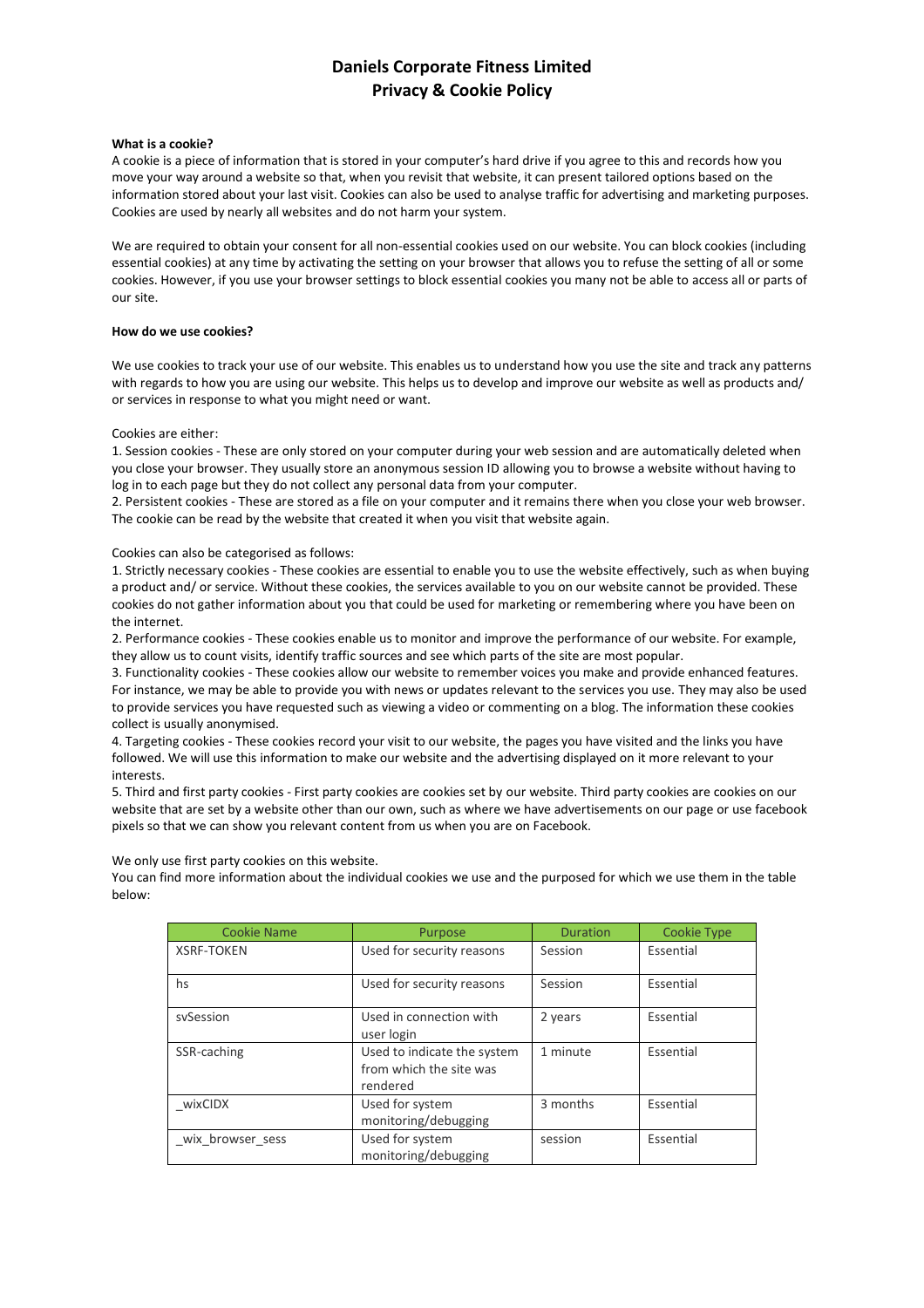# Daniels Corporate Fitness Limited
# Privacy & Cookie Policy

**What is a cookie?**

A cookie is a piece of information that is stored in your computer's hard drive if you agree to this and records how you move your way around a website so that, when you revisit that website, it can present tailored options based on the information stored about your last visit. Cookies can also be used to analyse traffic for advertising and marketing purposes. Cookies are used by nearly all websites and do not harm your system.

We are required to obtain your consent for all non-essential cookies used on our website. You can block cookies (including essential cookies) at any time by activating the setting on your browser that allows you to refuse the setting of all or some cookies. However, if you use your browser settings to block essential cookies you many not be able to access all or parts of our site.

**How do we use cookies?**

We use cookies to track your use of our website. This enables us to understand how you use the site and track any patterns with regards to how you are using our website. This helps us to develop and improve our website as well as products and/ or services in response to what you might need or want.

Cookies are either:

1. Session cookies - These are only stored on your computer during your web session and are automatically deleted when you close your browser. They usually store an anonymous session ID allowing you to browse a website without having to log in to each page but they do not collect any personal data from your computer.
2. Persistent cookies - These are stored as a file on your computer and it remains there when you close your web browser. The cookie can be read by the website that created it when you visit that website again.

Cookies can also be categorised as follows:

1. Strictly necessary cookies - These cookies are essential to enable you to use the website effectively, such as when buying a product and/ or service. Without these cookies, the services available to you on our website cannot be provided. These cookies do not gather information about you that could be used for marketing or remembering where you have been on the internet.
2. Performance cookies - These cookies enable us to monitor and improve the performance of our website. For example, they allow us to count visits, identify traffic sources and see which parts of the site are most popular.
3. Functionality cookies - These cookies allow our website to remember voices you make and provide enhanced features. For instance, we may be able to provide you with news or updates relevant to the services you use. They may also be used to provide services you have requested such as viewing a video or commenting on a blog. The information these cookies collect is usually anonymised.
4. Targeting cookies - These cookies record your visit to our website, the pages you have visited and the links you have followed. We will use this information to make our website and the advertising displayed on it more relevant to your interests.
5. Third and first party cookies - First party cookies are cookies set by our website. Third party cookies are cookies on our website that are set by a website other than our own, such as where we have advertisements on our page or use facebook pixels so that we can show you relevant content from us when you are on Facebook.

We only use first party cookies on this website.
You can find more information about the individual cookies we use and the purposed for which we use them in the table below:

| Cookie Name | Purpose | Duration | Cookie Type |
|---|---|---|---|
| XSRF-TOKEN | Used for security reasons | Session | Essential |
| hs | Used for security reasons | Session | Essential |
| svSession | Used in connection with user login | 2 years | Essential |
| SSR-caching | Used to indicate the system from which the site was rendered | 1 minute | Essential |
| _wixCIDX | Used for system monitoring/debugging | 3 months | Essential |
| _wix_browser_sess | Used for system monitoring/debugging | session | Essential |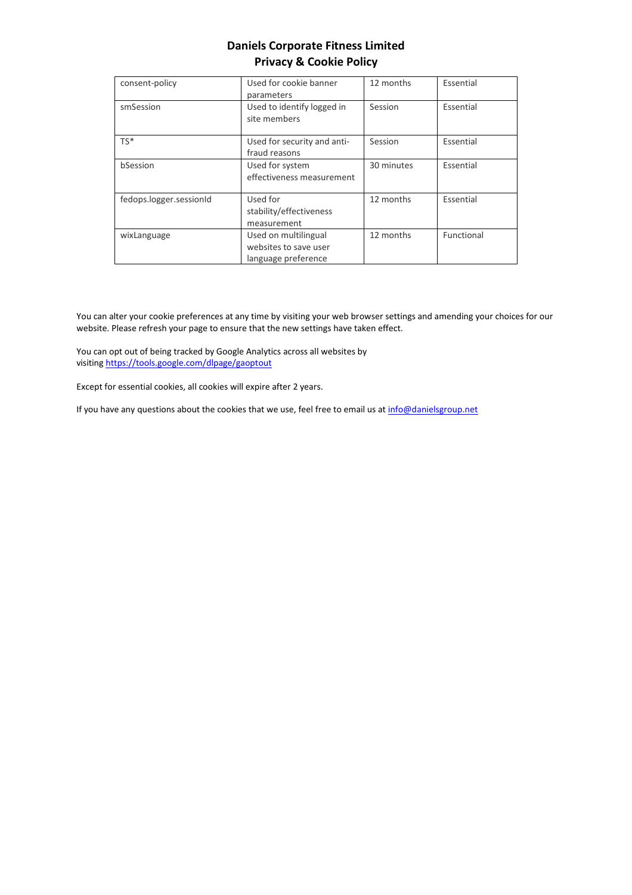| | | | |
|---|---|---|---|
| consent-policy | Used for cookie banner parameters | 12 months | Essential |
| smSession | Used to identify logged in site members | Session | Essential |
| TS* | Used for security and anti-fraud reasons | Session | Essential |
| bSession | Used for system effectiveness measurement | 30 minutes | Essential |
| fedops.logger.sessionId | Used for stability/effectiveness measurement | 12 months | Essential |
| wixLanguage | Used on multilingual websites to save user language preference | 12 months | Functional |

You can alter your cookie preferences at any time by visiting your web browser settings and amending your choices for our website. Please refresh your page to ensure that the new settings have taken effect.

You can opt out of being tracked by Google Analytics across all websites by visiting https://tools.google.com/dlpage/gaoptout

Except for essential cookies, all cookies will expire after 2 years.

If you have any questions about the cookies that we use, feel free to email us at info@danielsgroup.net